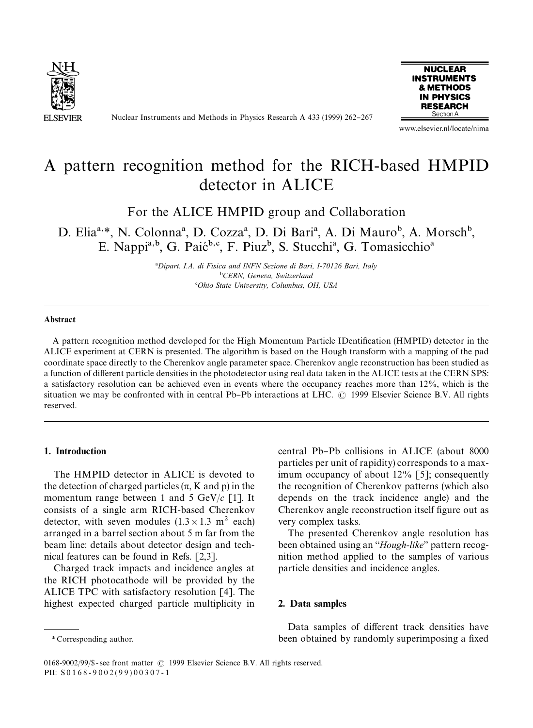# A pattern recognition method for the RICH-based HMPID detector in ALICE

For the ALICE HMPID group and Collaboration

D. Elia[a,*], N. Colonna[a], D. Cozza[a], D. Di Bari[a], A. Di Mauro[b], A. Morsch[b], E. Nappi[a,b], G. Paić[b,c], F. Piuz[b], S. Stucchi[a], G. Tomasicchio[a]

[a]*Dipart. I.A. di Fisica and INFN Sezione di Bari, I-70126 Bari, Italy*
[b]*CERN, Geneva, Switzerland*
[c]*Ohio State University, Columbus, OH, USA*

### Abstract

A pattern recognition method developed for the High Momentum Particle IDentification (HMPID) detector in the ALICE experiment at CERN is presented. The algorithm is based on the Hough transform with a mapping of the pad coordinate space directly to the Cherenkov angle parameter space. Cherenkov angle reconstruction has been studied as a function of different particle densities in the photodetector using real data taken in the ALICE tests at the CERN SPS: a satisfactory resolution can be achieved even in events where the occupancy reaches more than 12%, which is the situation we may be confronted with in central Pb–Pb interactions at LHC. © 1999 Elsevier Science B.V. All rights reserved.

## 1. Introduction

The HMPID detector in ALICE is devoted to the detection of charged particles ($\pi$, K and p) in the momentum range between 1 and 5 GeV/$c$ [1]. It consists of a single arm RICH-based Cherenkov detector, with seven modules ($1.3 \times 1.3$ m$^2$ each) arranged in a barrel section about 5 m far from the beam line: details about detector design and technical features can be found in Refs. [2,3].

Charged track impacts and incidence angles at the RICH photocathode will be provided by the ALICE TPC with satisfactory resolution [4]. The highest expected charged particle multiplicity in central Pb–Pb collisions in ALICE (about 8000 particles per unit of rapidity) corresponds to a maximum occupancy of about 12% [5]; consequently the recognition of Cherenkov patterns (which also depends on the track incidence angle) and the Cherenkov angle reconstruction itself figure out as very complex tasks.

The presented Cherenkov angle resolution has been obtained using an "*Hough-like*" pattern recognition method applied to the samples of various particle densities and incidence angles.

## 2. Data samples

Data samples of different track densities have been obtained by randomly superimposing a fixed

\* Corresponding author.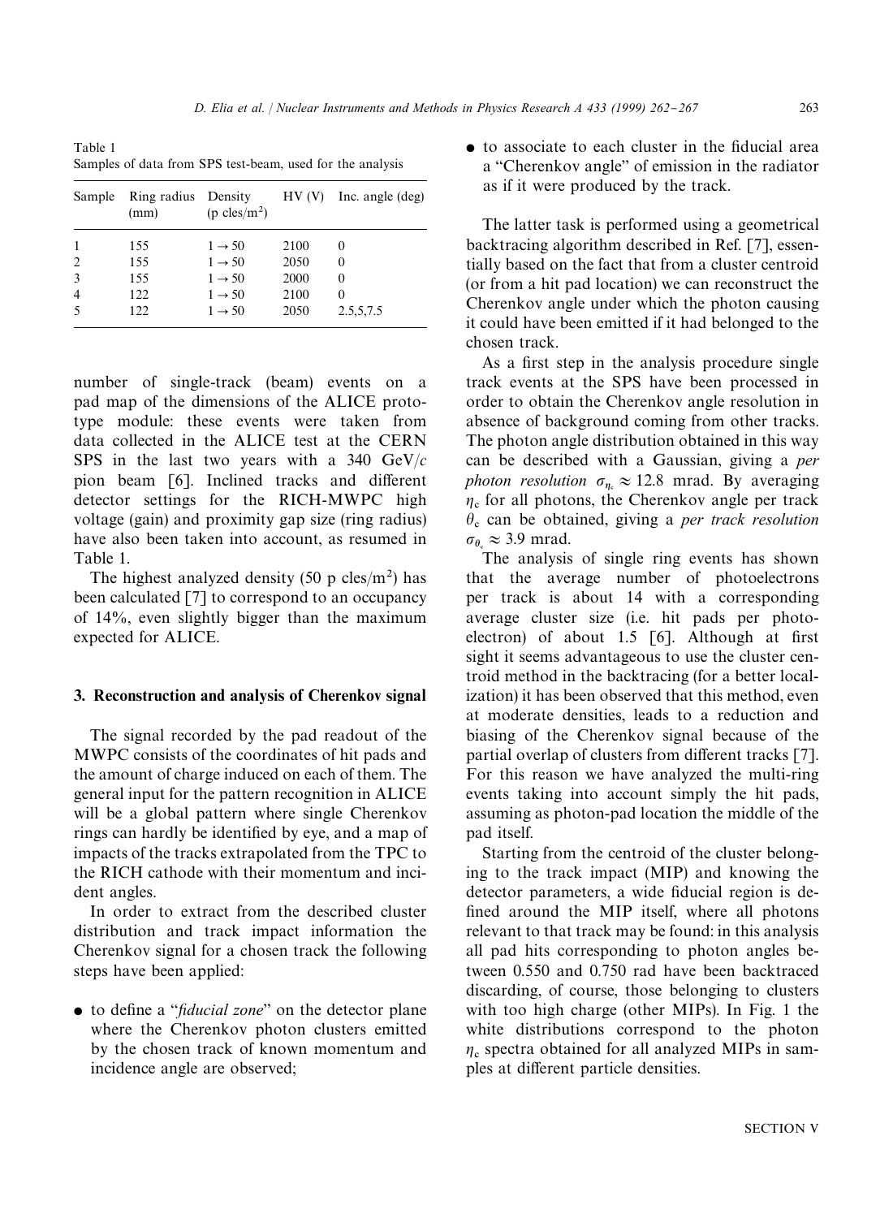Table 1
Samples of data from SPS test-beam, used for the analysis

| Sample | Ring radius (mm) | Density (p cles/m$^2$) | HV (V) | Inc. angle (deg) |
|---|---|---|---|---|
| 1 | 155 | $1 \rightarrow 50$ | 2100 | 0 |
| 2 | 155 | $1 \rightarrow 50$ | 2050 | 0 |
| 3 | 155 | $1 \rightarrow 50$ | 2000 | 0 |
| 4 | 122 | $1 \rightarrow 50$ | 2100 | 0 |
| 5 | 122 | $1 \rightarrow 50$ | 2050 | 2.5,5,7.5 |

number of single-track (beam) events on a pad map of the dimensions of the ALICE prototype module: these events were taken from data collected in the ALICE test at the CERN SPS in the last two years with a 340 GeV/$c$ pion beam [6]. Inclined tracks and different detector settings for the RICH-MWPC high voltage (gain) and proximity gap size (ring radius) have also been taken into account, as resumed in Table 1.

The highest analyzed density (50 p cles/m$^2$) has been calculated [7] to correspond to an occupancy of 14%, even slightly bigger than the maximum expected for ALICE.

## 3. Reconstruction and analysis of Cherenkov signal

The signal recorded by the pad readout of the MWPC consists of the coordinates of hit pads and the amount of charge induced on each of them. The general input for the pattern recognition in ALICE will be a global pattern where single Cherenkov rings can hardly be identified by eye, and a map of impacts of the tracks extrapolated from the TPC to the RICH cathode with their momentum and incident angles.

In order to extract from the described cluster distribution and track impact information the Cherenkov signal for a chosen track the following steps have been applied:

- to define a "*fiducial zone*" on the detector plane where the Cherenkov photon clusters emitted by the chosen track of known momentum and incidence angle are observed;
- to associate to each cluster in the fiducial area a "Cherenkov angle" of emission in the radiator as if it were produced by the track.

The latter task is performed using a geometrical backtracing algorithm described in Ref. [7], essentially based on the fact that from a cluster centroid (or from a hit pad location) we can reconstruct the Cherenkov angle under which the photon causing it could have been emitted if it had belonged to the chosen track.

As a first step in the analysis procedure single track events at the SPS have been processed in order to obtain the Cherenkov angle resolution in absence of background coming from other tracks. The photon angle distribution obtained in this way can be described with a Gaussian, giving a *per photon resolution* $\sigma_{\eta_c} \approx 12.8$ mrad. By averaging $\eta_c$ for all photons, the Cherenkov angle per track $\theta_c$ can be obtained, giving a *per track resolution* $\sigma_{\theta_c} \approx 3.9$ mrad.

The analysis of single ring events has shown that the average number of photoelectrons per track is about 14 with a corresponding average cluster size (i.e. hit pads per photoelectron) of about 1.5 [6]. Although at first sight it seems advantageous to use the cluster centroid method in the backtracing (for a better localization) it has been observed that this method, even at moderate densities, leads to a reduction and biasing of the Cherenkov signal because of the partial overlap of clusters from different tracks [7]. For this reason we have analyzed the multi-ring events taking into account simply the hit pads, assuming as photon-pad location the middle of the pad itself.

Starting from the centroid of the cluster belonging to the track impact (MIP) and knowing the detector parameters, a wide fiducial region is defined around the MIP itself, where all photons relevant to that track may be found: in this analysis all pad hits corresponding to photon angles between 0.550 and 0.750 rad have been backtraced discarding, of course, those belonging to clusters with too high charge (other MIPs). In Fig. 1 the white distributions correspond to the photon $\eta_c$ spectra obtained for all analyzed MIPs in samples at different particle densities.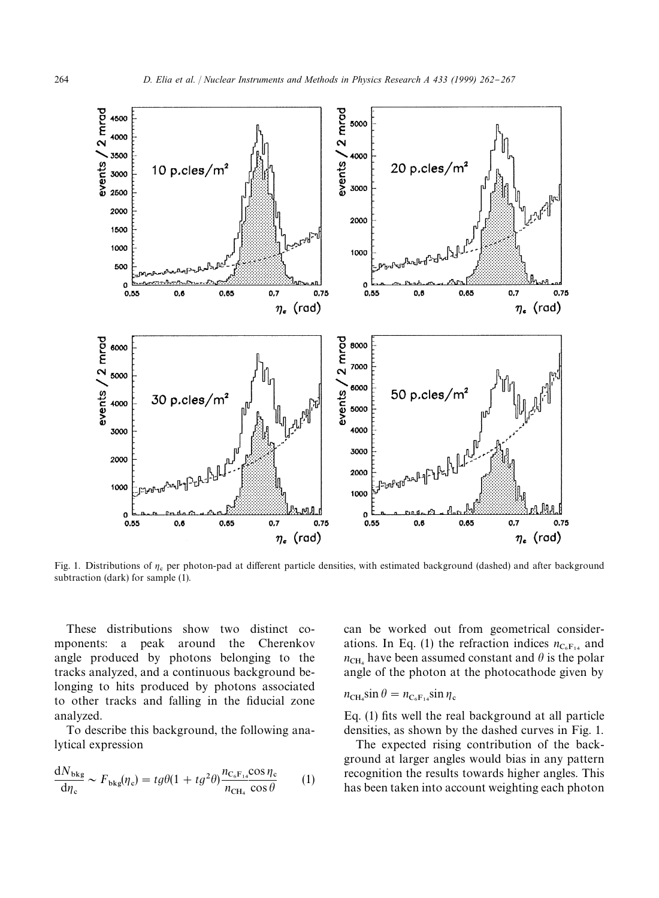Fig. 1. Distributions of $\eta_c$ per photon-pad at different particle densities, with estimated background (dashed) and after background subtraction (dark) for sample (1).

These distributions show two distinct components: a peak around the Cherenkov angle produced by photons belonging to the tracks analyzed, and a continuous background belonging to hits produced by photons associated to other tracks and falling in the fiducial zone analyzed.

To describe this background, the following analytical expression

$$\frac{dN_{bkg}}{d\eta_c} \sim F_{bkg}(\eta_c) = tg\theta(1 + tg^2\theta)\frac{n_{C_6F_{14}}\cos\eta_c}{n_{CH_4}\cos\theta} \qquad (1)$$

can be worked out from geometrical considerations. In Eq. (1) the refraction indices $n_{C_6F_{14}}$ and $n_{CH_4}$ have been assumed constant and $\theta$ is the polar angle of the photon at the photocathode given by

$$n_{CH_4}\sin\theta = n_{C_6F_{14}}\sin\eta_c$$

Eq. (1) fits well the real background at all particle densities, as shown by the dashed curves in Fig. 1.

The expected rising contribution of the background at larger angles would bias in any pattern recognition the results towards higher angles. This has been taken into account weighting each photon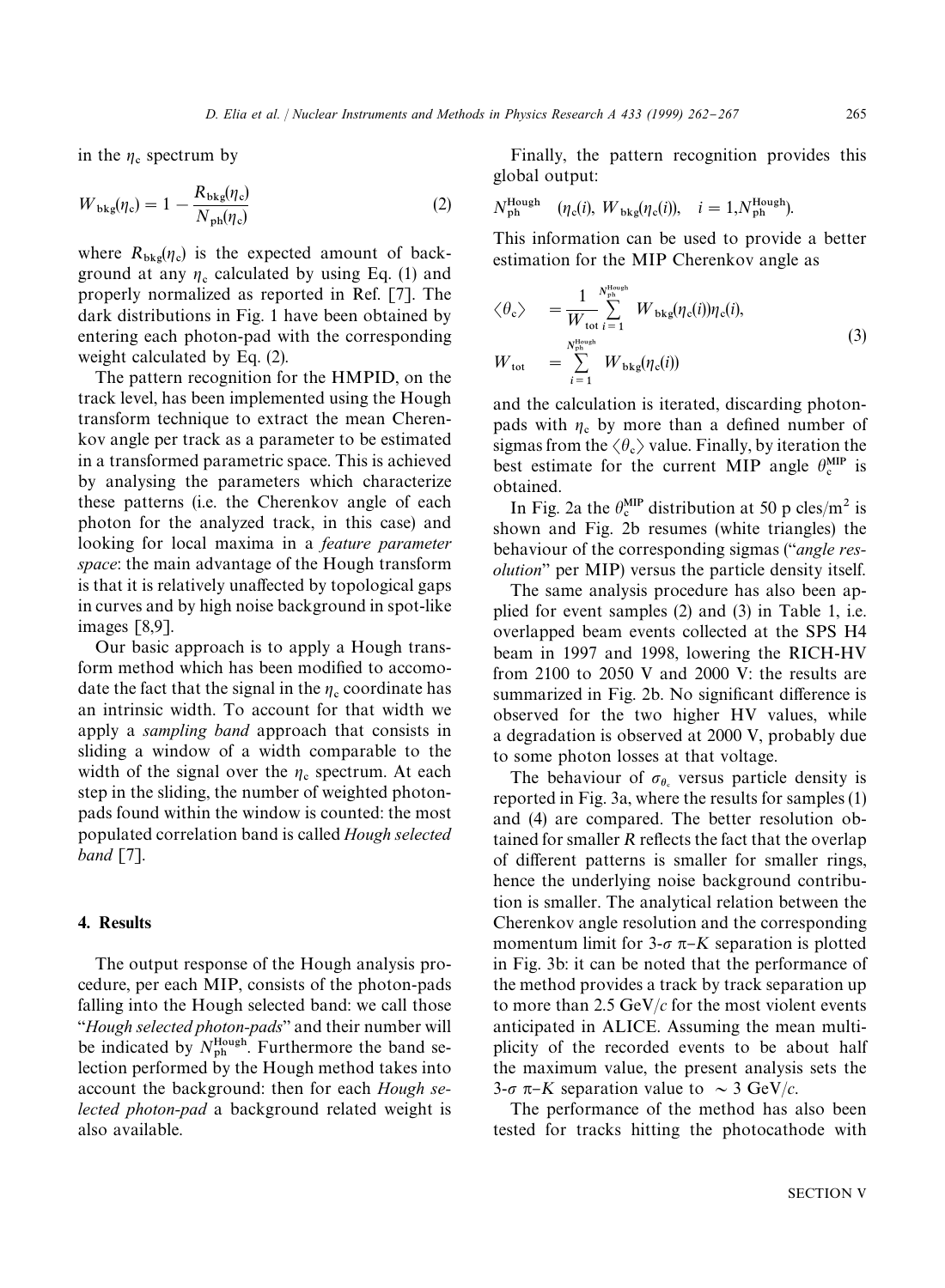in the $\eta_c$ spectrum by

$$W_{\text{bkg}}(\eta_c) = 1 - \frac{R_{\text{bkg}}(\eta_c)}{N_{\text{ph}}(\eta_c)} \tag{2}$$

where $R_{\text{bkg}}(\eta_c)$ is the expected amount of background at any $\eta_c$ calculated by using Eq. (1) and properly normalized as reported in Ref. [7]. The dark distributions in Fig. 1 have been obtained by entering each photon-pad with the corresponding weight calculated by Eq. (2).

The pattern recognition for the HMPID, on the track level, has been implemented using the Hough transform technique to extract the mean Cherenkov angle per track as a parameter to be estimated in a transformed parametric space. This is achieved by analysing the parameters which characterize these patterns (i.e. the Cherenkov angle of each photon for the analyzed track, in this case) and looking for local maxima in a *feature parameter space*: the main advantage of the Hough transform is that it is relatively unaffected by topological gaps in curves and by high noise background in spot-like images [8,9].

Our basic approach is to apply a Hough transform method which has been modified to accomodate the fact that the signal in the $\eta_c$ coordinate has an intrinsic width. To account for that width we apply a *sampling band* approach that consists in sliding a window of a width comparable to the width of the signal over the $\eta_c$ spectrum. At each step in the sliding, the number of weighted photon-pads found within the window is counted: the most populated correlation band is called *Hough selected band* [7].

## 4. Results

The output response of the Hough analysis procedure, per each MIP, consists of the photon-pads falling into the Hough selected band: we call those "*Hough selected photon-pads*" and their number will be indicated by $N_{\text{ph}}^{\text{Hough}}$. Furthermore the band selection performed by the Hough method takes into account the background: then for each *Hough selected photon-pad* a background related weight is also available.

Finally, the pattern recognition provides this global output:

$$N_{\text{ph}}^{\text{Hough}} \quad (\eta_c(i),\ W_{\text{bkg}}(\eta_c(i)), \quad i = 1, N_{\text{ph}}^{\text{Hough}}).$$

This information can be used to provide a better estimation for the MIP Cherenkov angle as

$$\begin{aligned} \langle \theta_c \rangle &= \frac{1}{W_{\text{tot}}} \sum_{i=1}^{N_{\text{ph}}^{\text{Hough}}} W_{\text{bkg}}(\eta_c(i))\eta_c(i), \\ W_{\text{tot}} &= \sum_{i=1}^{N_{\text{ph}}^{\text{Hough}}} W_{\text{bkg}}(\eta_c(i)) \end{aligned} \tag{3}$$

and the calculation is iterated, discarding photon-pads with $\eta_c$ by more than a defined number of sigmas from the $\langle \theta_c \rangle$ value. Finally, by iteration the best estimate for the current MIP angle $\theta_c^{\text{MIP}}$ is obtained.

In Fig. 2a the $\theta_c^{\text{MIP}}$ distribution at 50 p cles/m$^2$ is shown and Fig. 2b resumes (white triangles) the behaviour of the corresponding sigmas ("*angle resolution*" per MIP) versus the particle density itself.

The same analysis procedure has also been applied for event samples (2) and (3) in Table 1, i.e. overlapped beam events collected at the SPS H4 beam in 1997 and 1998, lowering the RICH-HV from 2100 to 2050 V and 2000 V: the results are summarized in Fig. 2b. No significant difference is observed for the two higher HV values, while a degradation is observed at 2000 V, probably due to some photon losses at that voltage.

The behaviour of $\sigma_{\theta_c}$ versus particle density is reported in Fig. 3a, where the results for samples (1) and (4) are compared. The better resolution obtained for smaller *R* reflects the fact that the overlap of different patterns is smaller for smaller rings, hence the underlying noise background contribution is smaller. The analytical relation between the Cherenkov angle resolution and the corresponding momentum limit for 3-$\sigma$ $\pi$–$K$ separation is plotted in Fig. 3b: it can be noted that the performance of the method provides a track by track separation up to more than 2.5 GeV/$c$ for the most violent events anticipated in ALICE. Assuming the mean multiplicity of the recorded events to be about half the maximum value, the present analysis sets the 3-$\sigma$ $\pi$–$K$ separation value to $\sim$ 3 GeV/$c$.

The performance of the method has also been tested for tracks hitting the photocathode with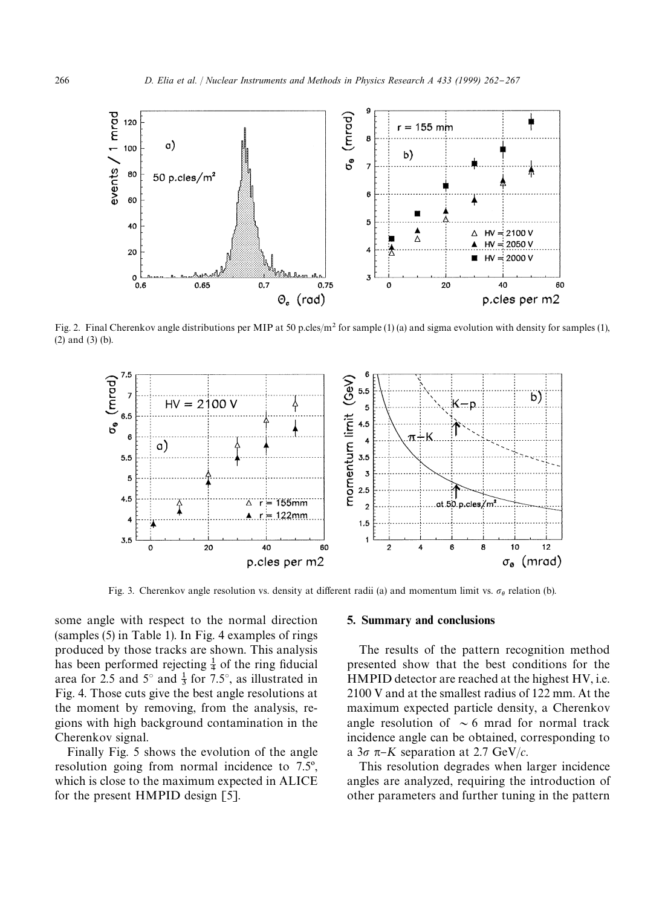Fig. 2. Final Cherenkov angle distributions per MIP at 50 p.cles/m$^2$ for sample (1) (a) and sigma evolution with density for samples (1), (2) and (3) (b).

Fig. 3. Cherenkov angle resolution vs. density at different radii (a) and momentum limit vs. $\sigma_\theta$ relation (b).

some angle with respect to the normal direction (samples (5) in Table 1). In Fig. 4 examples of rings produced by those tracks are shown. This analysis has been performed rejecting $\frac{1}{4}$ of the ring fiducial area for 2.5 and 5° and $\frac{1}{3}$ for 7.5°, as illustrated in Fig. 4. Those cuts give the best angle resolutions at the moment by removing, from the analysis, regions with high background contamination in the Cherenkov signal.

Finally Fig. 5 shows the evolution of the angle resolution going from normal incidence to 7.5°, which is close to the maximum expected in ALICE for the present HMPID design [5].

## 5. Summary and conclusions

The results of the pattern recognition method presented show that the best conditions for the HMPID detector are reached at the highest HV, i.e. 2100 V and at the smallest radius of 122 mm. At the maximum expected particle density, a Cherenkov angle resolution of $\sim 6$ mrad for normal track incidence angle can be obtained, corresponding to a $3\sigma$ $\pi$–$K$ separation at 2.7 GeV/$c$.

This resolution degrades when larger incidence angles are analyzed, requiring the introduction of other parameters and further tuning in the pattern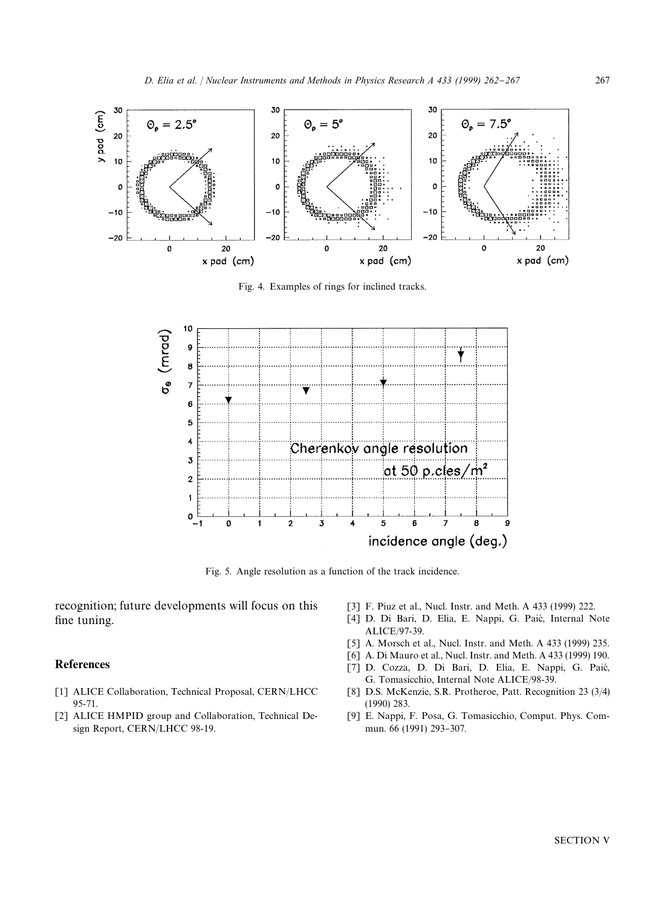$\Theta_p = 2.5°$

$\Theta_p = 5°$

$\Theta_p = 7.5°$

y pad (cm)

x pad (cm)

Fig. 4. Examples of rings for inclined tracks.

$\sigma_\Theta$ (mrad)

Cherenkov angle resolution

at 50 p.cles/m$^2$

incidence angle (deg.)

Fig. 5. Angle resolution as a function of the track incidence.

recognition; future developments will focus on this fine tuning.

## References

[1] ALICE Collaboration, Technical Proposal, CERN/LHCC 95-71.

[2] ALICE HMPID group and Collaboration, Technical Design Report, CERN/LHCC 98-19.

[3] F. Piuz et al., Nucl. Instr. and Meth. A 433 (1999) 222.

[4] D. Di Bari, D. Elia, E. Nappi, G. Paić, Internal Note ALICE/97-39.

[5] A. Morsch et al., Nucl. Instr. and Meth. A 433 (1999) 235.

[6] A. Di Mauro et al., Nucl. Instr. and Meth. A 433 (1999) 190.

[7] D. Cozza, D. Di Bari, D. Elia, E. Nappi, G. Paić, G. Tomasicchio, Internal Note ALICE/98-39.

[8] D.S. McKenzie, S.R. Protheroe, Patt. Recognition 23 (3/4) (1990) 283.

[9] E. Nappi, F. Posa, G. Tomasicchio, Comput. Phys. Commun. 66 (1991) 293–307.